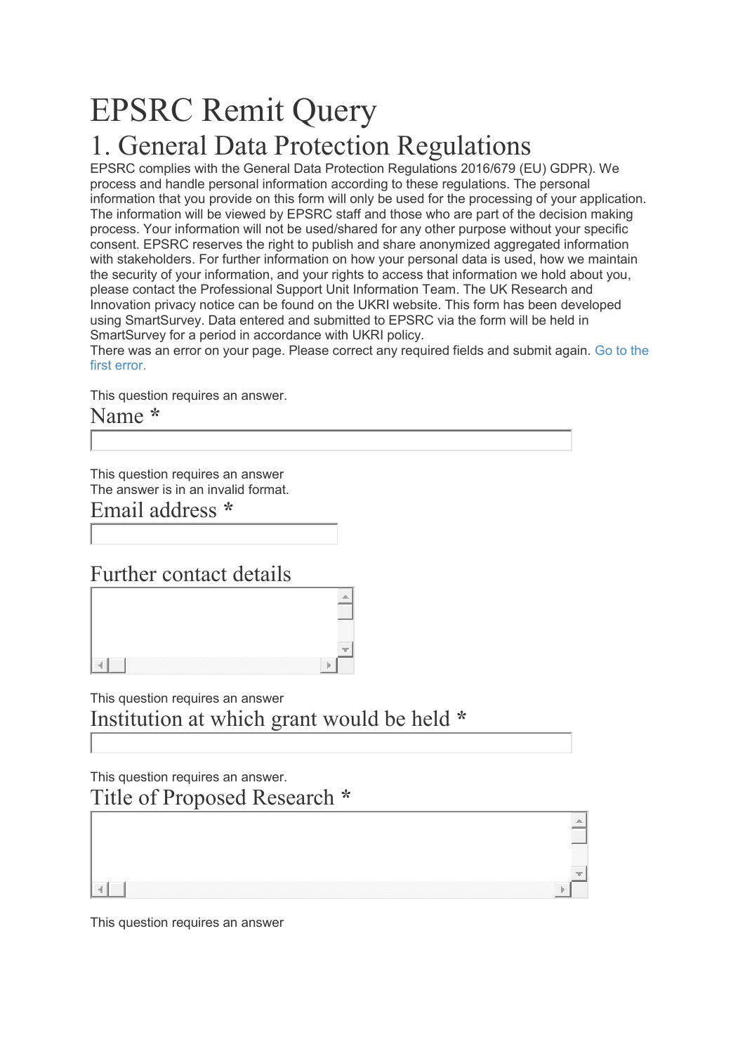# EPSRC Remit Query

## 1. General Data Protection Regulations

EPSRC complies with the General Data Protection Regulations 2016/679 (EU) GDPR). We process and handle personal information according to these regulations. The personal information that you provide on this form will only be used for the processing of your application. The information will be viewed by EPSRC staff and those who are part of the decision making process. Your information will not be used/shared for any other purpose without your specific consent. EPSRC reserves the right to publish and share anonymized aggregated information with stakeholders. For further information on how your personal data is used, how we maintain the security of your information, and your rights to access that information we hold about you, please contact the Professional Support Unit Information Team. The UK Research and Innovation privacy notice can be found on the UKRI website. This form has been developed using SmartSurvey. Data entered and submitted to EPSRC via the form will be held in SmartSurvey for a period in accordance with UKRI policy.

There was an error on your page. Please correct any required fields and submit again. Go to the first error.

This question requires an answer.

### Name *

This question requires an answer
The answer is in an invalid format.

### Email address *

### Further contact details

This question requires an answer

### Institution at which grant would be held *

This question requires an answer.

### Title of Proposed Research *

This question requires an answer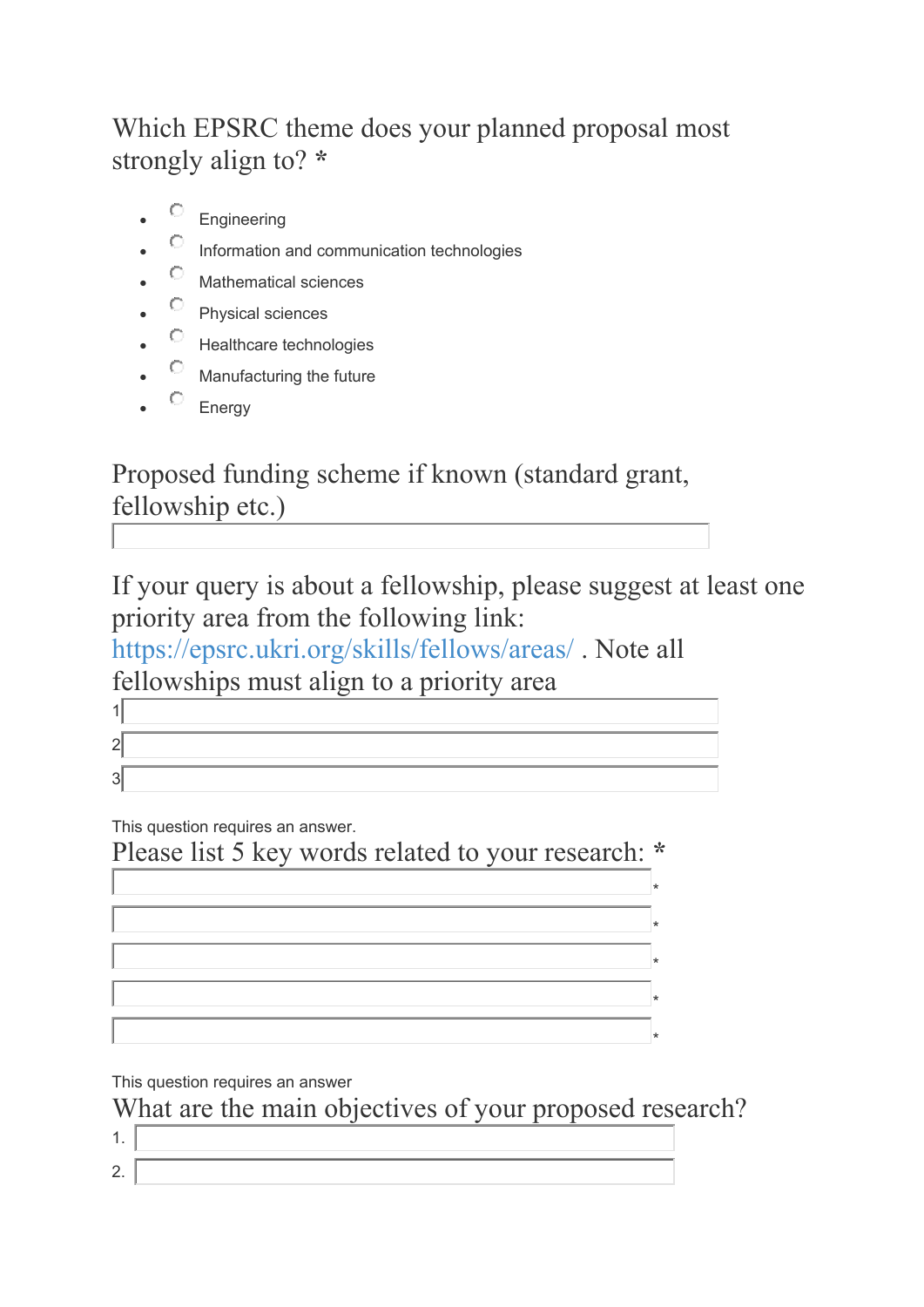## Which EPSRC theme does your planned proposal most strongly align to? *

- ○ Engineering
- ○ Information and communication technologies
- ○ Mathematical sciences
- ○ Physical sciences
- ○ Healthcare technologies
- ○ Manufacturing the future
- ○ Energy

## Proposed funding scheme if known (standard grant, fellowship etc.)

\_\_\_\_\_\_\_\_\_\_\_\_\_\_\_\_\_\_\_\_\_\_\_\_\_\_\_\_\_\_

## If your query is about a fellowship, please suggest at least one priority area from the following link: https://epsrc.ukri.org/skills/fellows/areas/ . Note all fellowships must align to a priority area

1 \_\_\_\_\_\_\_\_\_\_\_\_\_\_\_\_\_\_\_\_\_\_\_\_\_\_\_\_\_\_

2 \_\_\_\_\_\_\_\_\_\_\_\_\_\_\_\_\_\_\_\_\_\_\_\_\_\_\_\_\_\_

3 \_\_\_\_\_\_\_\_\_\_\_\_\_\_\_\_\_\_\_\_\_\_\_\_\_\_\_\_\_\_

This question requires an answer.

## Please list 5 key words related to your research: *

\_\_\_\_\_\_\_\_\_\_\_\_\_\_\_\_\_\_\_\_\_\_\_\_\_\_\_\_\_\_ *

\_\_\_\_\_\_\_\_\_\_\_\_\_\_\_\_\_\_\_\_\_\_\_\_\_\_\_\_\_\_ *

\_\_\_\_\_\_\_\_\_\_\_\_\_\_\_\_\_\_\_\_\_\_\_\_\_\_\_\_\_\_ *

\_\_\_\_\_\_\_\_\_\_\_\_\_\_\_\_\_\_\_\_\_\_\_\_\_\_\_\_\_\_ *

\_\_\_\_\_\_\_\_\_\_\_\_\_\_\_\_\_\_\_\_\_\_\_\_\_\_\_\_\_\_ *

This question requires an answer

## What are the main objectives of your proposed research?

1. \_\_\_\_\_\_\_\_\_\_\_\_\_\_\_\_\_\_\_\_\_\_\_\_\_\_\_\_\_\_
2. \_\_\_\_\_\_\_\_\_\_\_\_\_\_\_\_\_\_\_\_\_\_\_\_\_\_\_\_\_\_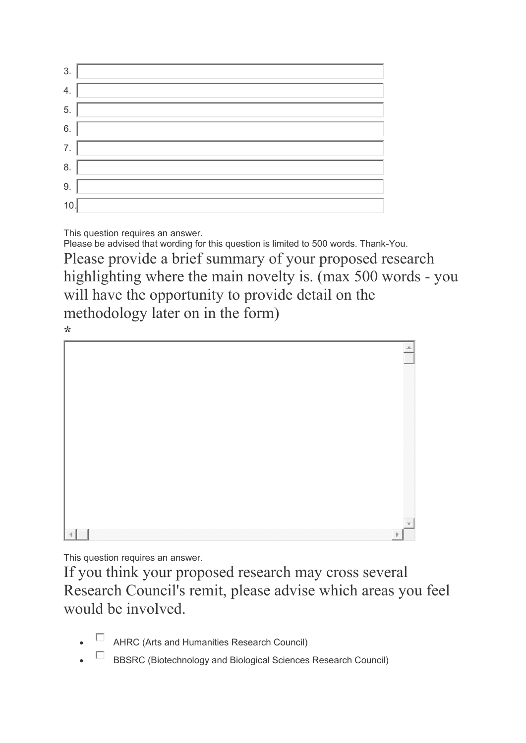3.

4.

5.

6.

7.

8.

9.

10.

This question requires an answer.
Please be advised that wording for this question is limited to 500 words. Thank-You.

## Please provide a brief summary of your proposed research highlighting where the main novelty is. (max 500 words - you will have the opportunity to provide detail on the methodology later on in the form)

*

This question requires an answer.

## If you think your proposed research may cross several Research Council's remit, please advise which areas you feel would be involved.

- ☐ AHRC (Arts and Humanities Research Council)
- ☐ BBSRC (Biotechnology and Biological Sciences Research Council)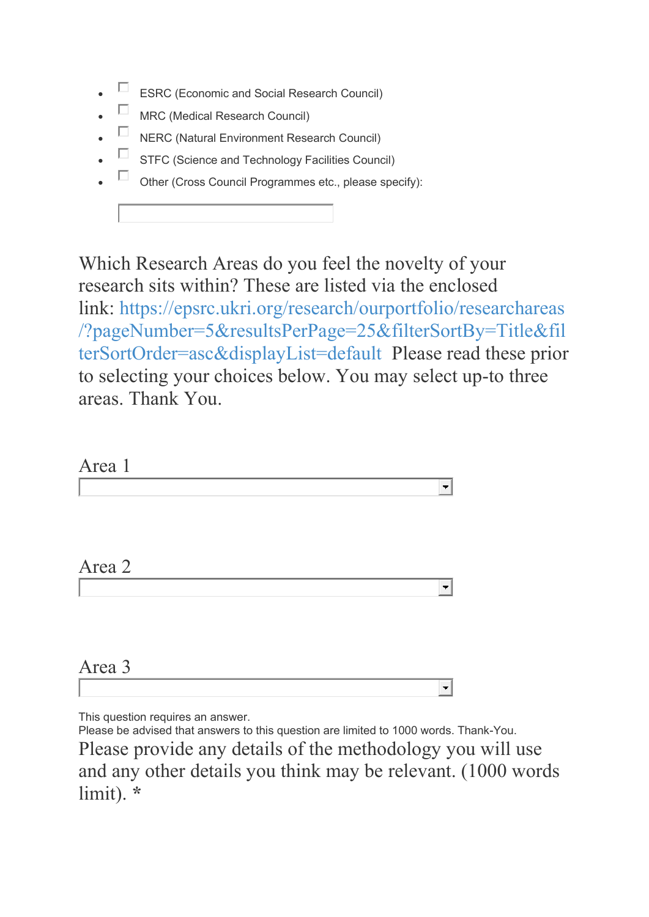- ☐ ESRC (Economic and Social Research Council)
- ☐ MRC (Medical Research Council)
- ☐ NERC (Natural Environment Research Council)
- ☐ STFC (Science and Technology Facilities Council)
- ☐ Other (Cross Council Programmes etc., please specify):

Which Research Areas do you feel the novelty of your research sits within? These are listed via the enclosed link: https://epsrc.ukri.org/research/ourportfolio/researchareas/?pageNumber=5&resultsPerPage=25&filterSortBy=Title&filterSortOrder=asc&displayList=default Please read these prior to selecting your choices below. You may select up-to three areas. Thank You.

Area 1

Area 2

Area 3

This question requires an answer.
Please be advised that answers to this question are limited to 1000 words. Thank-You.

Please provide any details of the methodology you will use and any other details you think may be relevant. (1000 words limit). *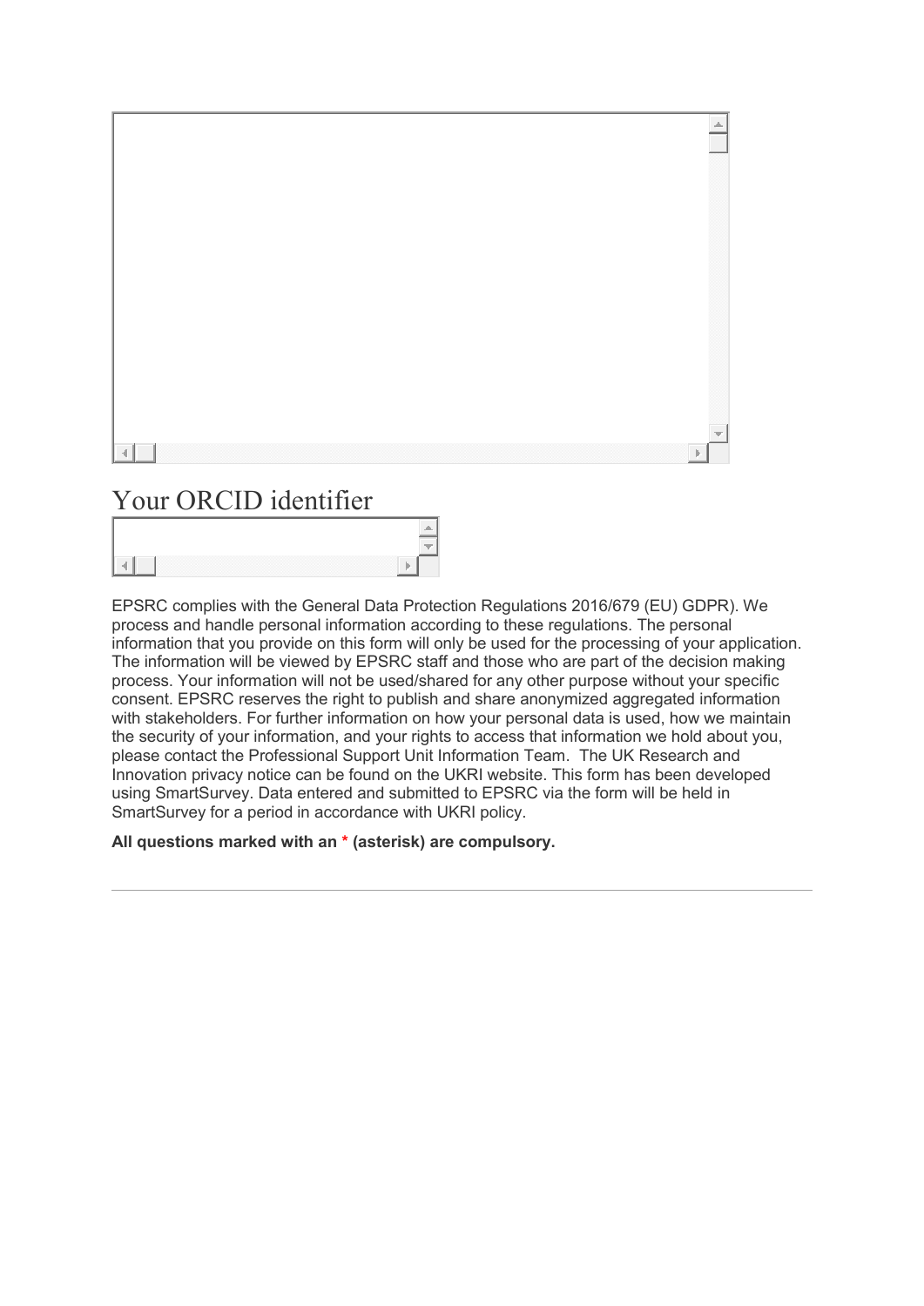## Your ORCID identifier

EPSRC complies with the General Data Protection Regulations 2016/679 (EU) GDPR). We process and handle personal information according to these regulations. The personal information that you provide on this form will only be used for the processing of your application. The information will be viewed by EPSRC staff and those who are part of the decision making process. Your information will not be used/shared for any other purpose without your specific consent. EPSRC reserves the right to publish and share anonymized aggregated information with stakeholders. For further information on how your personal data is used, how we maintain the security of your information, and your rights to access that information we hold about you, please contact the Professional Support Unit Information Team. The UK Research and Innovation privacy notice can be found on the UKRI website. This form has been developed using SmartSurvey. Data entered and submitted to EPSRC via the form will be held in SmartSurvey for a period in accordance with UKRI policy.

**All questions marked with an * (asterisk) are compulsory.**

---